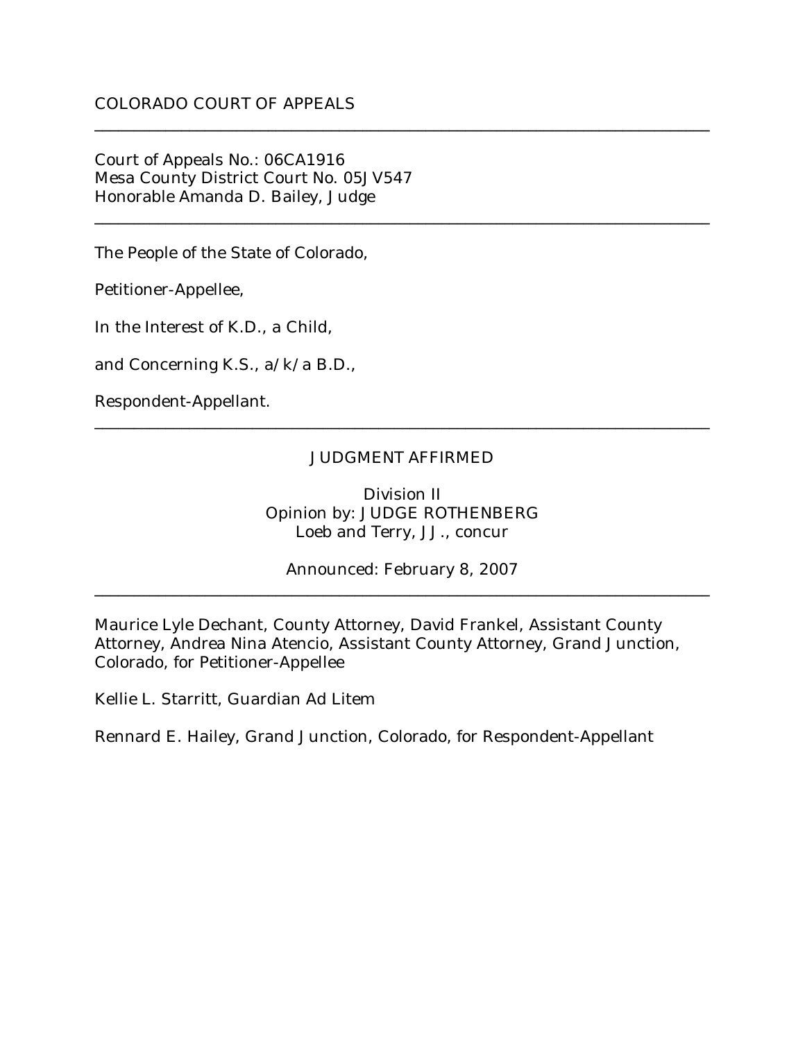COLORADO COURT OF APPEALS

---

Court of Appeals No.: 06CA1916
Mesa County District Court No. 05JV547
Honorable Amanda D. Bailey, Judge

---

The People of the State of Colorado,

Petitioner-Appellee,

In the Interest of K.D., a Child,

and Concerning K.S., a/k/a B.D.,

Respondent-Appellant.

---

JUDGMENT AFFIRMED

Division II
Opinion by: JUDGE ROTHENBERG
Loeb and Terry, JJ., concur

Announced: February 8, 2007

---

Maurice Lyle Dechant, County Attorney, David Frankel, Assistant County Attorney, Andrea Nina Atencio, Assistant County Attorney, Grand Junction, Colorado, for Petitioner-Appellee

Kellie L. Starritt, Guardian Ad Litem

Rennard E. Hailey, Grand Junction, Colorado, for Respondent-Appellant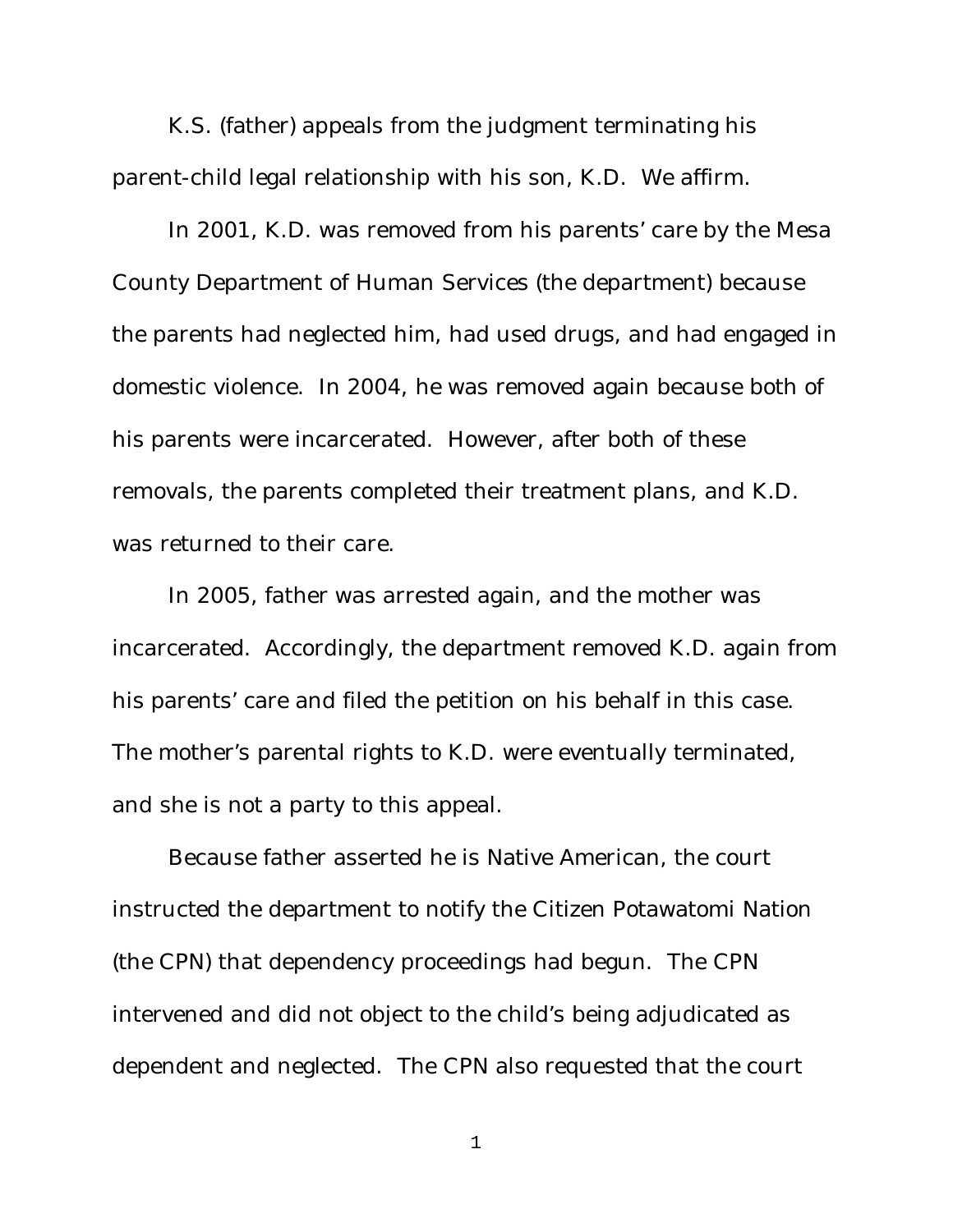K.S. (father) appeals from the judgment terminating his parent-child legal relationship with his son, K.D. We affirm.

In 2001, K.D. was removed from his parents' care by the Mesa County Department of Human Services (the department) because the parents had neglected him, had used drugs, and had engaged in domestic violence. In 2004, he was removed again because both of his parents were incarcerated. However, after both of these removals, the parents completed their treatment plans, and K.D. was returned to their care.

In 2005, father was arrested again, and the mother was incarcerated. Accordingly, the department removed K.D. again from his parents' care and filed the petition on his behalf in this case. The mother's parental rights to K.D. were eventually terminated, and she is not a party to this appeal.

Because father asserted he is Native American, the court instructed the department to notify the Citizen Potawatomi Nation (the CPN) that dependency proceedings had begun. The CPN intervened and did not object to the child's being adjudicated as dependent and neglected. The CPN also requested that the court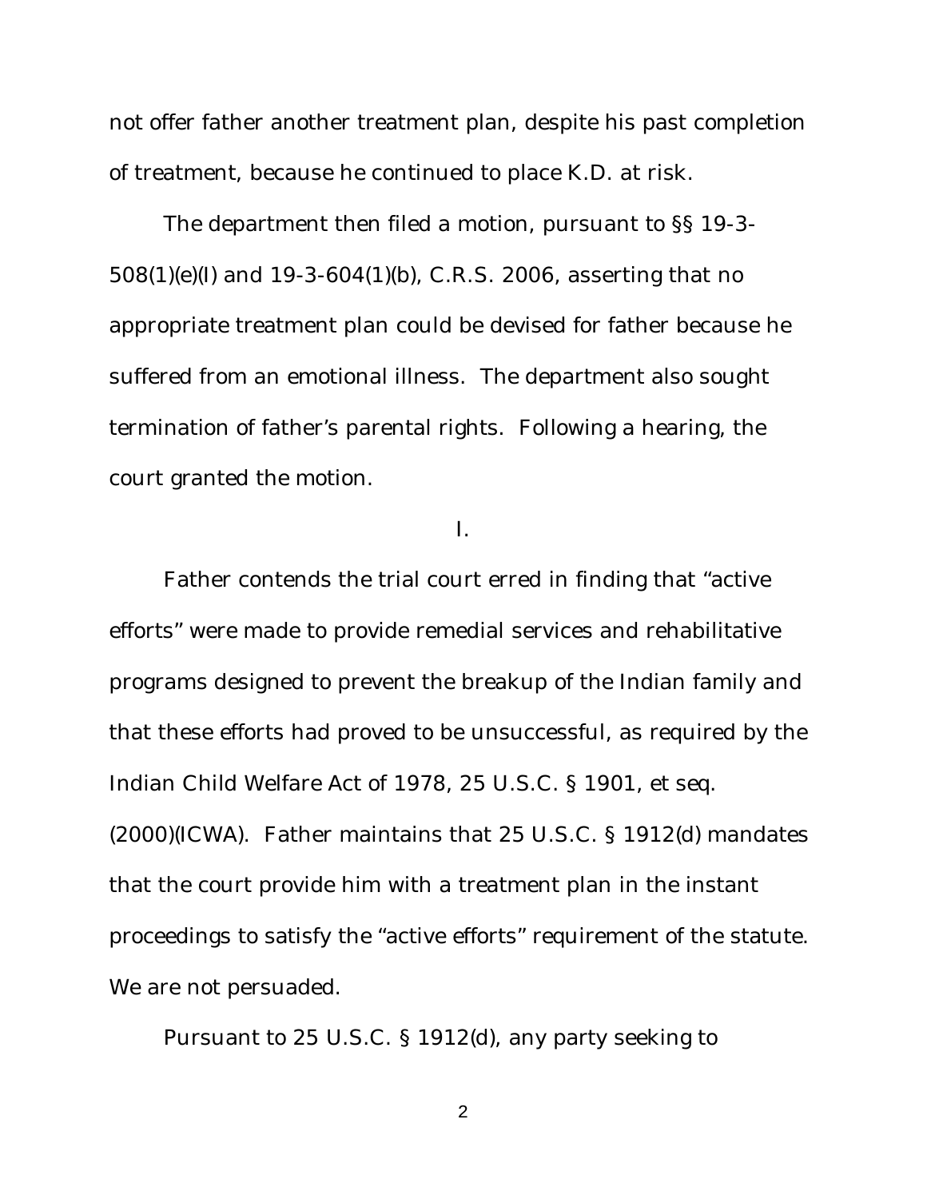not offer father another treatment plan, despite his past completion of treatment, because he continued to place K.D. at risk.

The department then filed a motion, pursuant to §§ 19-3-508(1)(e)(I) and 19-3-604(1)(b), C.R.S. 2006, asserting that no appropriate treatment plan could be devised for father because he suffered from an emotional illness. The department also sought termination of father's parental rights. Following a hearing, the court granted the motion.

## I.

Father contends the trial court erred in finding that "active efforts" were made to provide remedial services and rehabilitative programs designed to prevent the breakup of the Indian family and that these efforts had proved to be unsuccessful, as required by the Indian Child Welfare Act of 1978, 25 U.S.C. § 1901, et seq. (2000)(ICWA). Father maintains that 25 U.S.C. § 1912(d) mandates that the court provide him with a treatment plan in the instant proceedings to satisfy the "active efforts" requirement of the statute. We are not persuaded.

Pursuant to 25 U.S.C. § 1912(d), any party seeking to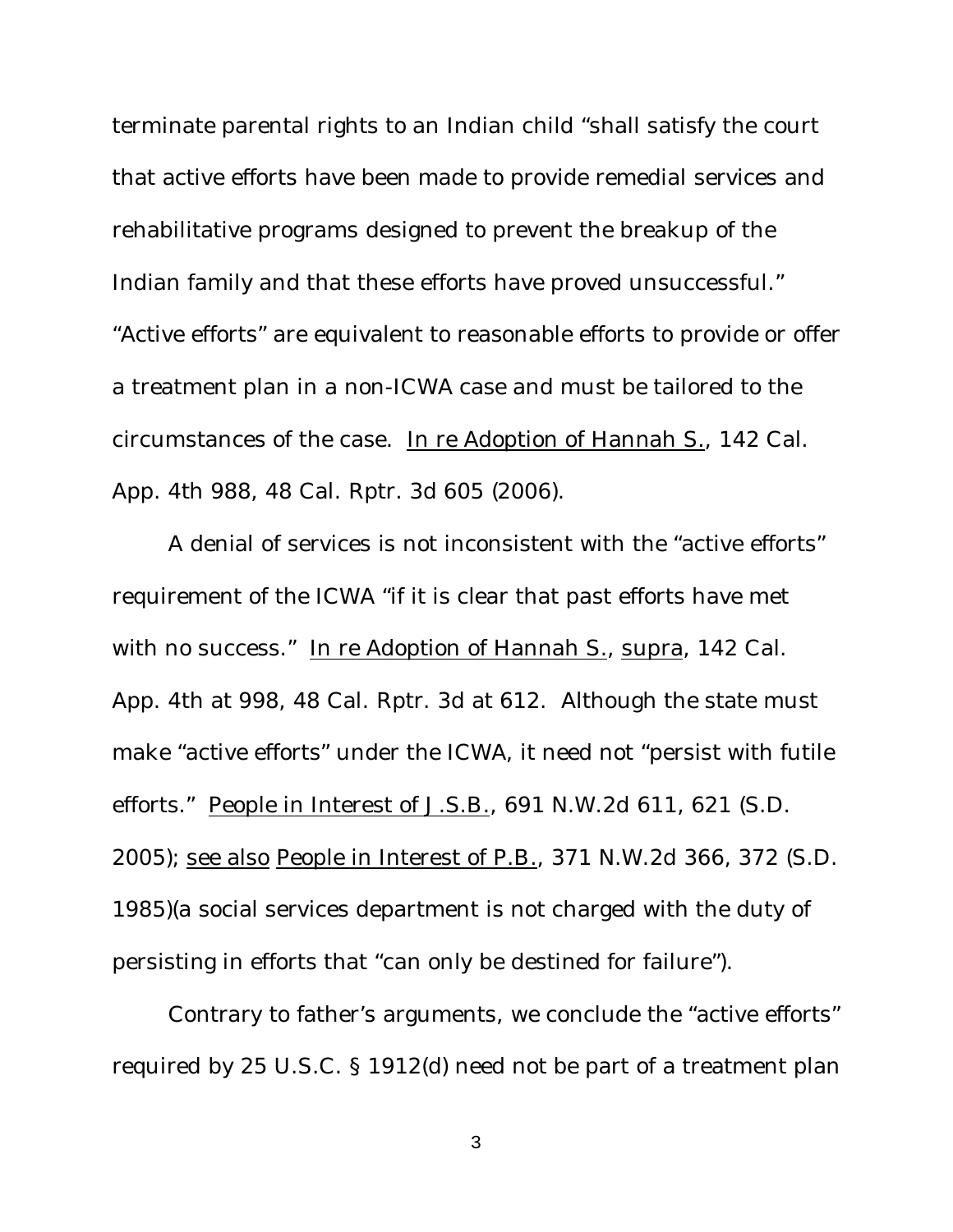terminate parental rights to an Indian child "shall satisfy the court that active efforts have been made to provide remedial services and rehabilitative programs designed to prevent the breakup of the Indian family and that these efforts have proved unsuccessful." "Active efforts" are equivalent to reasonable efforts to provide or offer a treatment plan in a non-ICWA case and must be tailored to the circumstances of the case. In re Adoption of Hannah S., 142 Cal. App. 4th 988, 48 Cal. Rptr. 3d 605 (2006).

A denial of services is not inconsistent with the "active efforts" requirement of the ICWA "if it is clear that past efforts have met with no success." In re Adoption of Hannah S., supra, 142 Cal. App. 4th at 998, 48 Cal. Rptr. 3d at 612. Although the state must make "active efforts" under the ICWA, it need not "persist with futile efforts." People in Interest of J.S.B., 691 N.W.2d 611, 621 (S.D. 2005); see also People in Interest of P.B., 371 N.W.2d 366, 372 (S.D. 1985)(a social services department is not charged with the duty of persisting in efforts that "can only be destined for failure").

Contrary to father's arguments, we conclude the "active efforts" required by 25 U.S.C. § 1912(d) need not be part of a treatment plan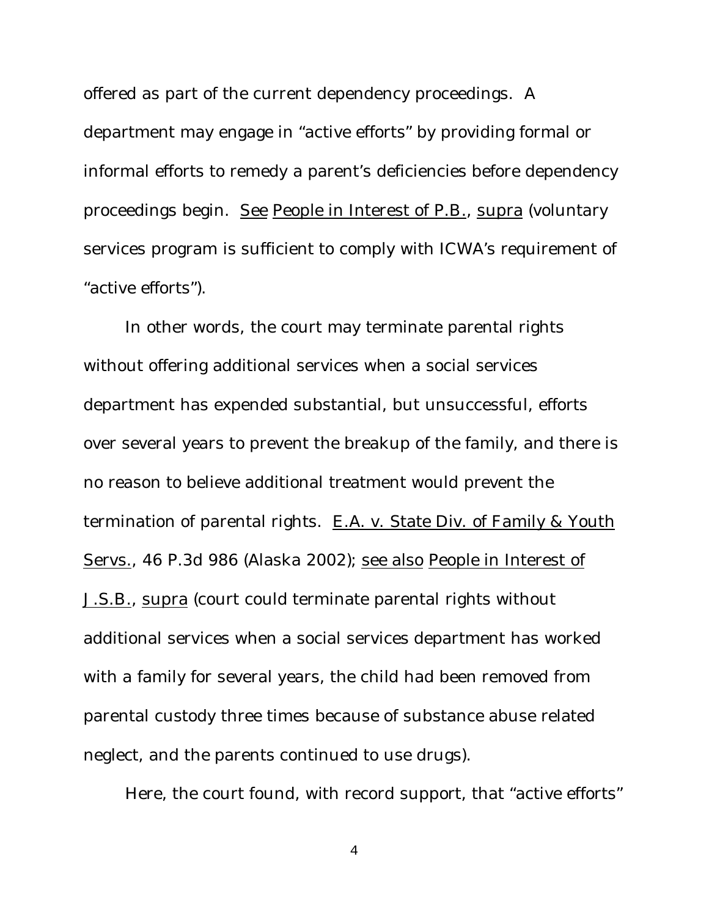offered as part of the current dependency proceedings. A department may engage in "active efforts" by providing formal or informal efforts to remedy a parent's deficiencies before dependency proceedings begin. See People in Interest of P.B., supra (voluntary services program is sufficient to comply with ICWA's requirement of "active efforts").

In other words, the court may terminate parental rights without offering additional services when a social services department has expended substantial, but unsuccessful, efforts over several years to prevent the breakup of the family, and there is no reason to believe additional treatment would prevent the termination of parental rights. E.A. v. State Div. of Family & Youth Servs., 46 P.3d 986 (Alaska 2002); see also People in Interest of J.S.B., supra (court could terminate parental rights without additional services when a social services department has worked with a family for several years, the child had been removed from parental custody three times because of substance abuse related neglect, and the parents continued to use drugs).

Here, the court found, with record support, that "active efforts"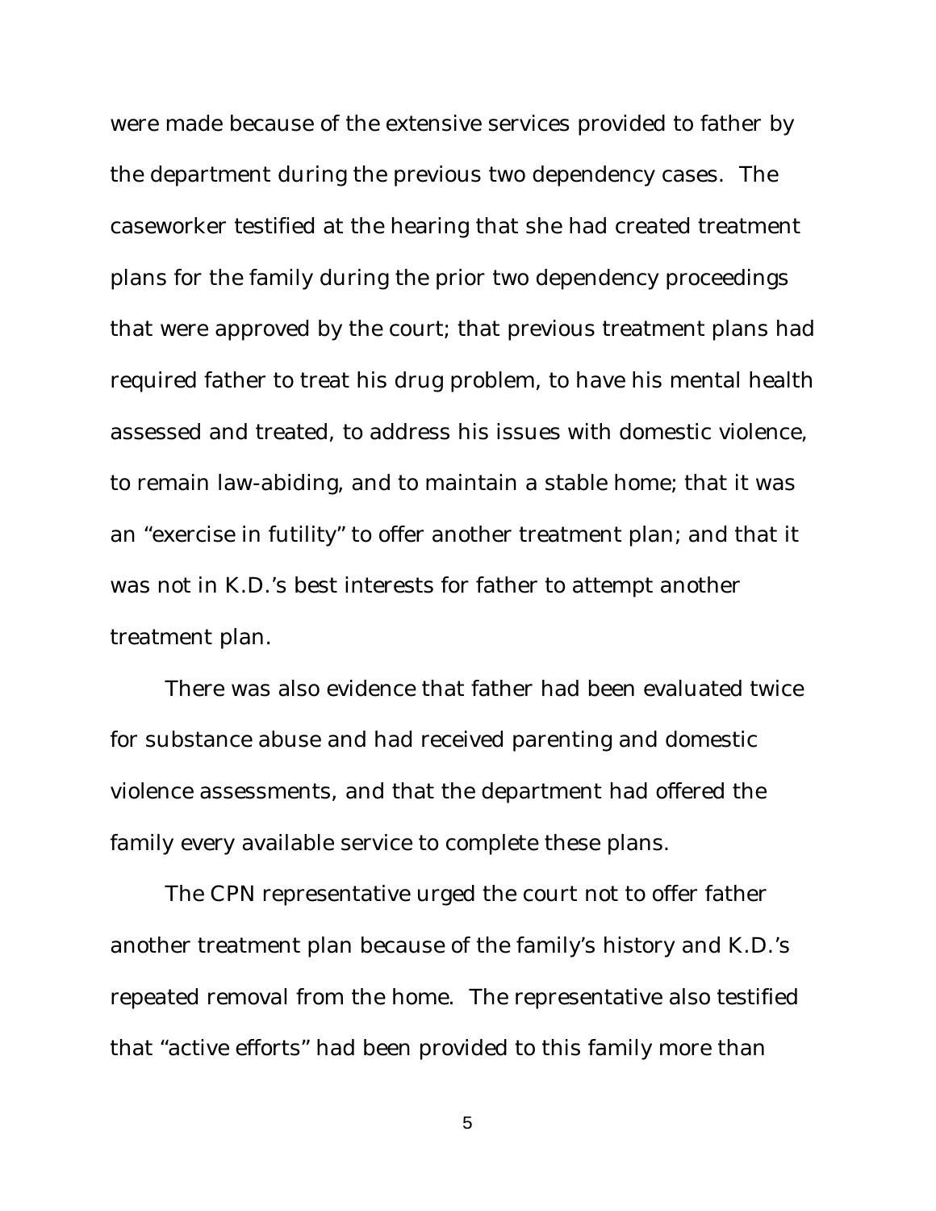were made because of the extensive services provided to father by the department during the previous two dependency cases. The caseworker testified at the hearing that she had created treatment plans for the family during the prior two dependency proceedings that were approved by the court; that previous treatment plans had required father to treat his drug problem, to have his mental health assessed and treated, to address his issues with domestic violence, to remain law-abiding, and to maintain a stable home; that it was an "exercise in futility" to offer another treatment plan; and that it was not in K.D.'s best interests for father to attempt another treatment plan.

There was also evidence that father had been evaluated twice for substance abuse and had received parenting and domestic violence assessments, and that the department had offered the family every available service to complete these plans.

The CPN representative urged the court not to offer father another treatment plan because of the family's history and K.D.'s repeated removal from the home. The representative also testified that "active efforts" had been provided to this family more than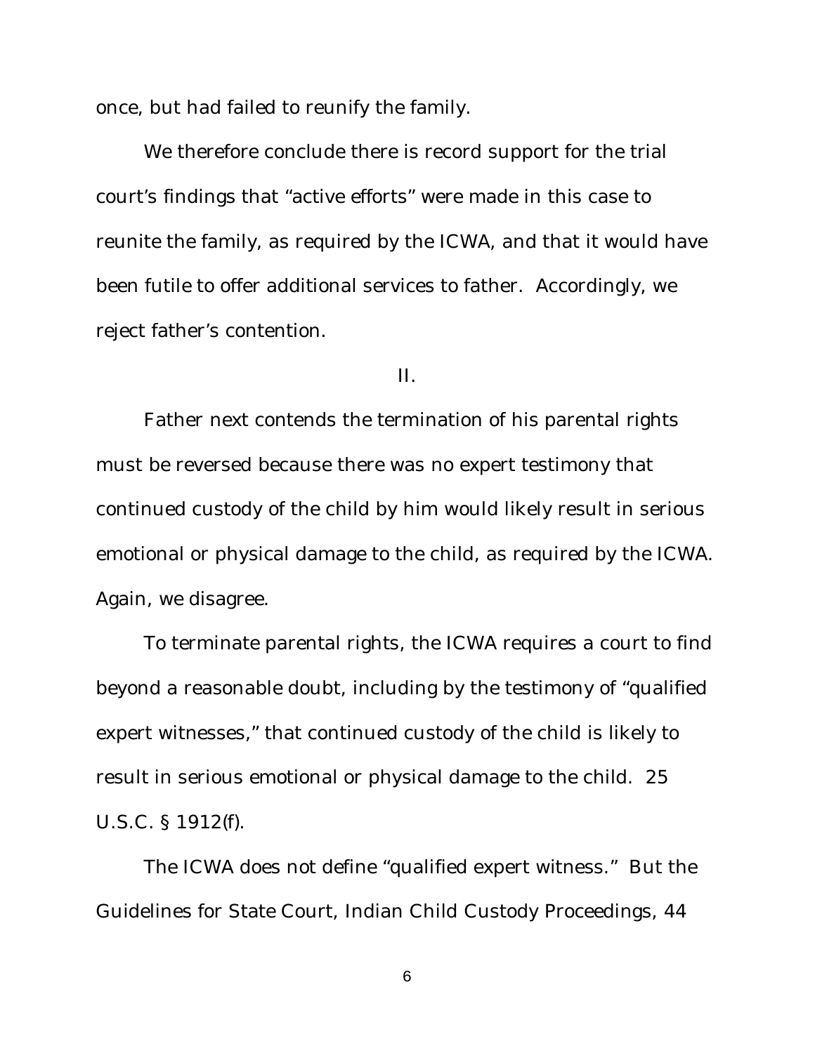once, but had failed to reunify the family.

We therefore conclude there is record support for the trial court's findings that "active efforts" were made in this case to reunite the family, as required by the ICWA, and that it would have been futile to offer additional services to father. Accordingly, we reject father's contention.

II.

Father next contends the termination of his parental rights must be reversed because there was no expert testimony that continued custody of the child by him would likely result in serious emotional or physical damage to the child, as required by the ICWA. Again, we disagree.

To terminate parental rights, the ICWA requires a court to find beyond a reasonable doubt, including by the testimony of "qualified expert witnesses," that continued custody of the child is likely to result in serious emotional or physical damage to the child. 25 U.S.C. § 1912(f).

The ICWA does not define "qualified expert witness." But the Guidelines for State Court, Indian Child Custody Proceedings, 44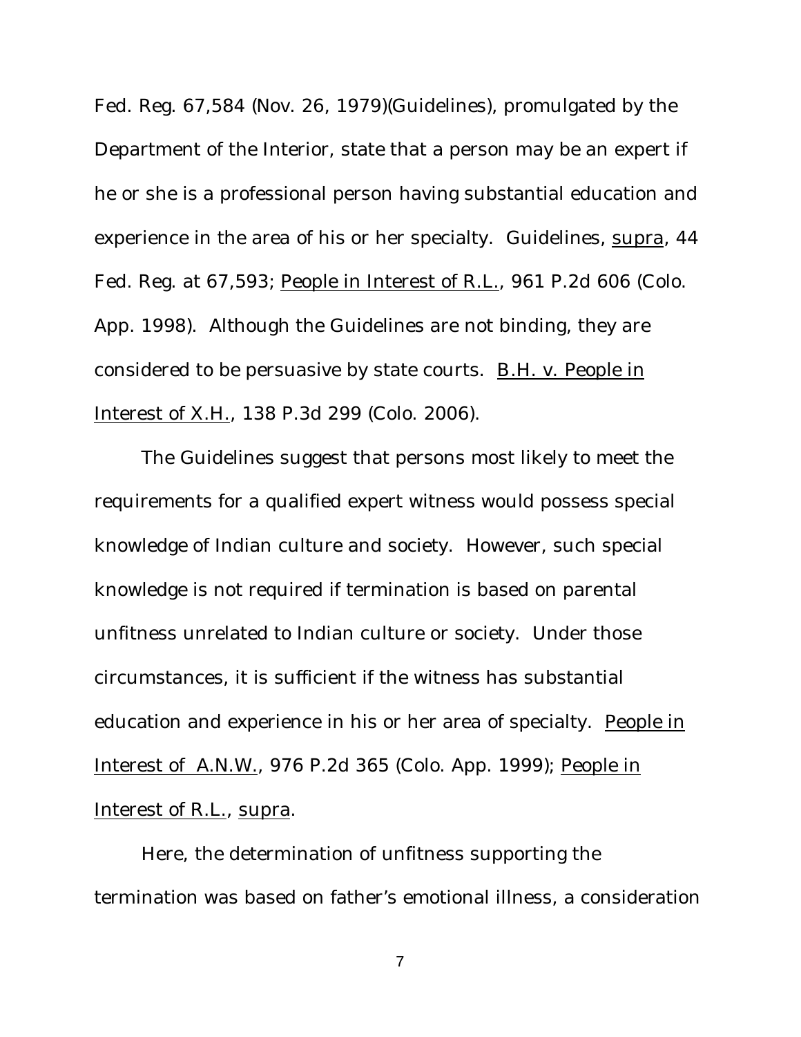Fed. Reg. 67,584 (Nov. 26, 1979)(Guidelines), promulgated by the Department of the Interior, state that a person may be an expert if he or she is a professional person having substantial education and experience in the area of his or her specialty. Guidelines, supra, 44 Fed. Reg. at 67,593; People in Interest of R.L., 961 P.2d 606 (Colo. App. 1998). Although the Guidelines are not binding, they are considered to be persuasive by state courts. B.H. v. People in Interest of X.H., 138 P.3d 299 (Colo. 2006).

The Guidelines suggest that persons most likely to meet the requirements for a qualified expert witness would possess special knowledge of Indian culture and society. However, such special knowledge is not required if termination is based on parental unfitness unrelated to Indian culture or society. Under those circumstances, it is sufficient if the witness has substantial education and experience in his or her area of specialty. People in Interest of A.N.W., 976 P.2d 365 (Colo. App. 1999); People in Interest of R.L., supra.

Here, the determination of unfitness supporting the termination was based on father's emotional illness, a consideration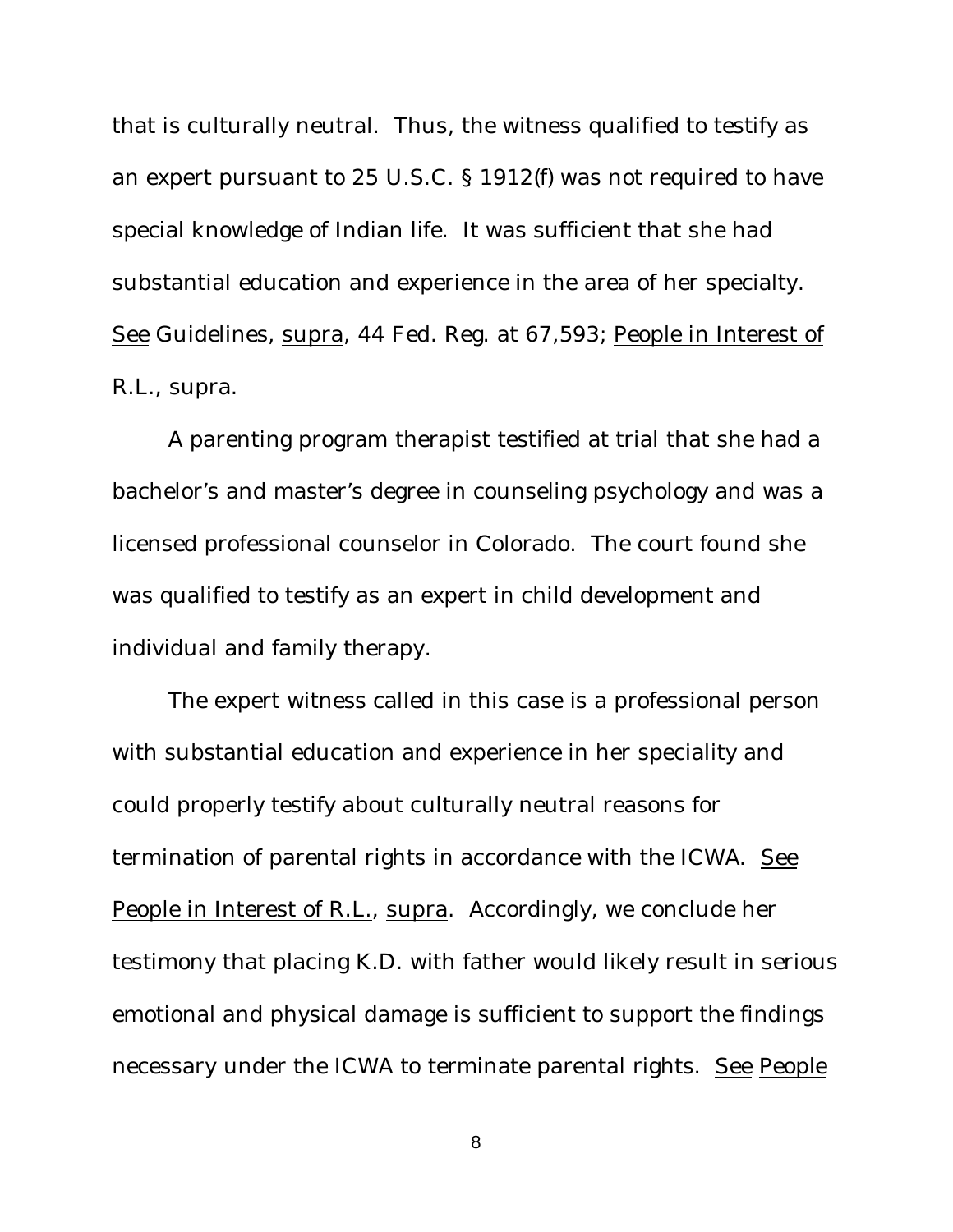that is culturally neutral. Thus, the witness qualified to testify as an expert pursuant to 25 U.S.C. § 1912(f) was not required to have special knowledge of Indian life. It was sufficient that she had substantial education and experience in the area of her specialty. See Guidelines, supra, 44 Fed. Reg. at 67,593; People in Interest of R.L., supra.

A parenting program therapist testified at trial that she had a bachelor's and master's degree in counseling psychology and was a licensed professional counselor in Colorado. The court found she was qualified to testify as an expert in child development and individual and family therapy.

The expert witness called in this case is a professional person with substantial education and experience in her speciality and could properly testify about culturally neutral reasons for termination of parental rights in accordance with the ICWA. See People in Interest of R.L., supra. Accordingly, we conclude her testimony that placing K.D. with father would likely result in serious emotional and physical damage is sufficient to support the findings necessary under the ICWA to terminate parental rights. See People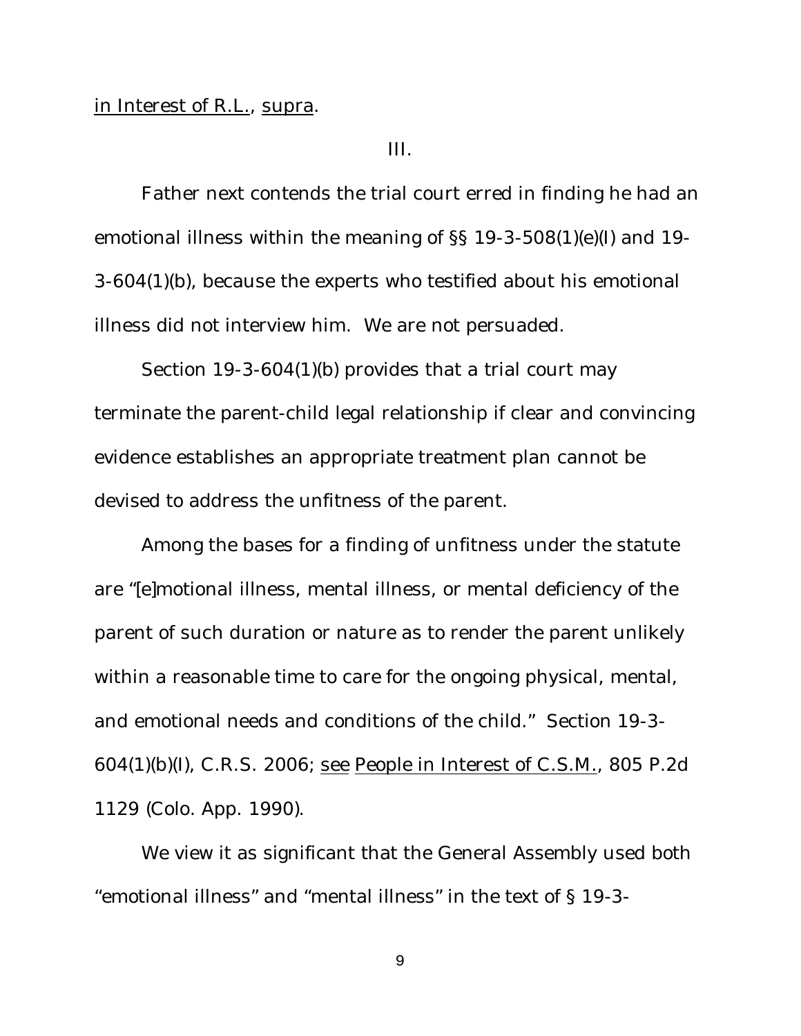in Interest of R.L., supra.

III.

Father next contends the trial court erred in finding he had an emotional illness within the meaning of §§ 19-3-508(1)(e)(I) and 19-3-604(1)(b), because the experts who testified about his emotional illness did not interview him. We are not persuaded.

Section 19-3-604(1)(b) provides that a trial court may terminate the parent-child legal relationship if clear and convincing evidence establishes an appropriate treatment plan cannot be devised to address the unfitness of the parent.

Among the bases for a finding of unfitness under the statute are "[e]motional illness, mental illness, or mental deficiency of the parent of such duration or nature as to render the parent unlikely within a reasonable time to care for the ongoing physical, mental, and emotional needs and conditions of the child." Section 19-3-604(1)(b)(I), C.R.S. 2006; see People in Interest of C.S.M., 805 P.2d 1129 (Colo. App. 1990).

We view it as significant that the General Assembly used both "emotional illness" and "mental illness" in the text of § 19-3-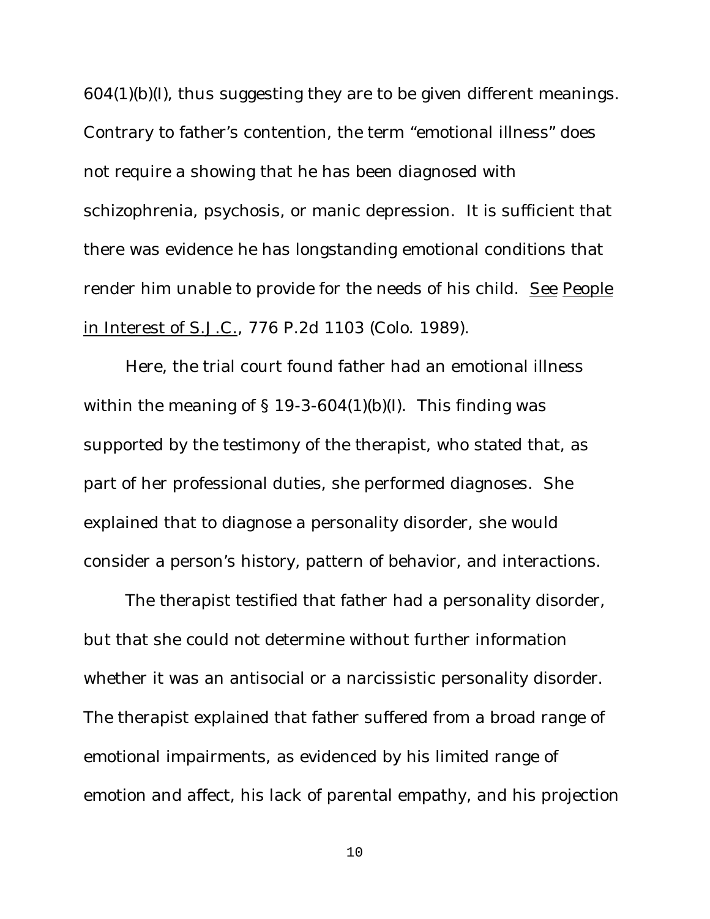604(1)(b)(I), thus suggesting they are to be given different meanings. Contrary to father's contention, the term "emotional illness" does not require a showing that he has been diagnosed with schizophrenia, psychosis, or manic depression. It is sufficient that there was evidence he has longstanding emotional conditions that render him unable to provide for the needs of his child. See People in Interest of S.J.C., 776 P.2d 1103 (Colo. 1989).

Here, the trial court found father had an emotional illness within the meaning of § 19-3-604(1)(b)(I). This finding was supported by the testimony of the therapist, who stated that, as part of her professional duties, she performed diagnoses. She explained that to diagnose a personality disorder, she would consider a person's history, pattern of behavior, and interactions.

The therapist testified that father had a personality disorder, but that she could not determine without further information whether it was an antisocial or a narcissistic personality disorder. The therapist explained that father suffered from a broad range of emotional impairments, as evidenced by his limited range of emotion and affect, his lack of parental empathy, and his projection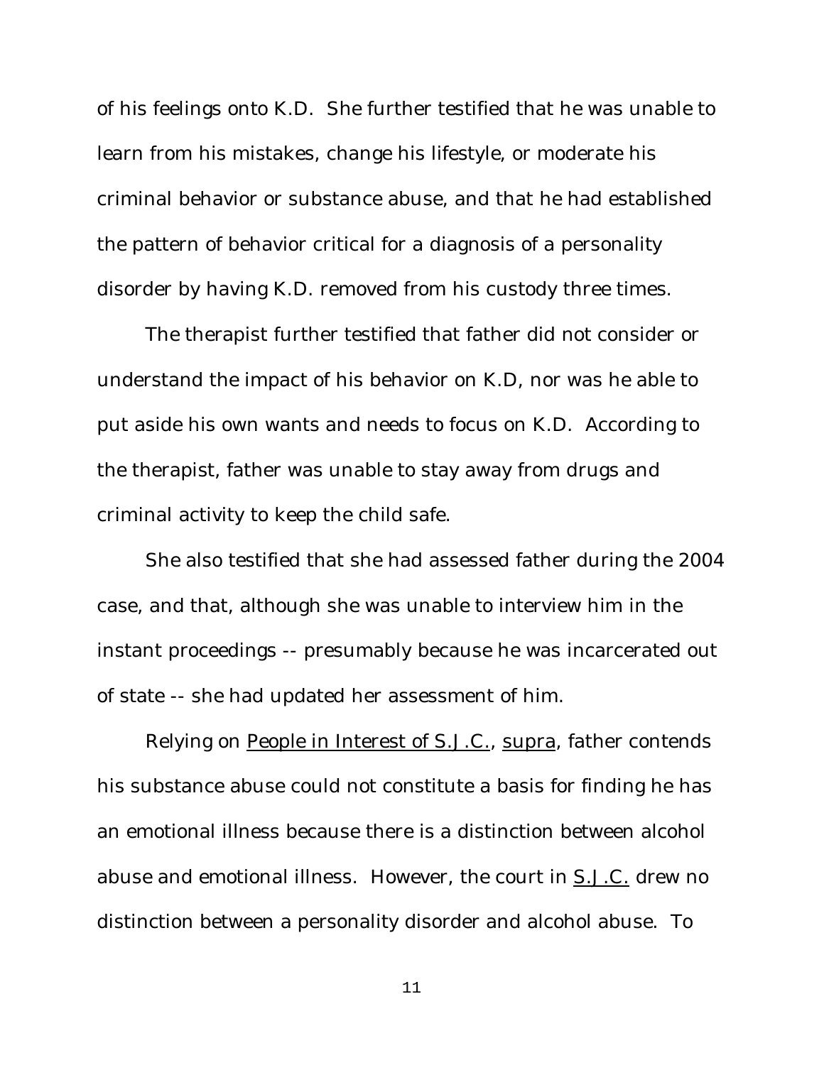of his feelings onto K.D. She further testified that he was unable to learn from his mistakes, change his lifestyle, or moderate his criminal behavior or substance abuse, and that he had established the pattern of behavior critical for a diagnosis of a personality disorder by having K.D. removed from his custody three times.

The therapist further testified that father did not consider or understand the impact of his behavior on K.D, nor was he able to put aside his own wants and needs to focus on K.D. According to the therapist, father was unable to stay away from drugs and criminal activity to keep the child safe.

She also testified that she had assessed father during the 2004 case, and that, although she was unable to interview him in the instant proceedings -- presumably because he was incarcerated out of state -- she had updated her assessment of him.

Relying on <u>People in Interest of S.J.C.</u>, <u>supra</u>, father contends his substance abuse could not constitute a basis for finding he has an emotional illness because there is a distinction between alcohol abuse and emotional illness. However, the court in <u>S.J.C.</u> drew no distinction between a personality disorder and alcohol abuse. To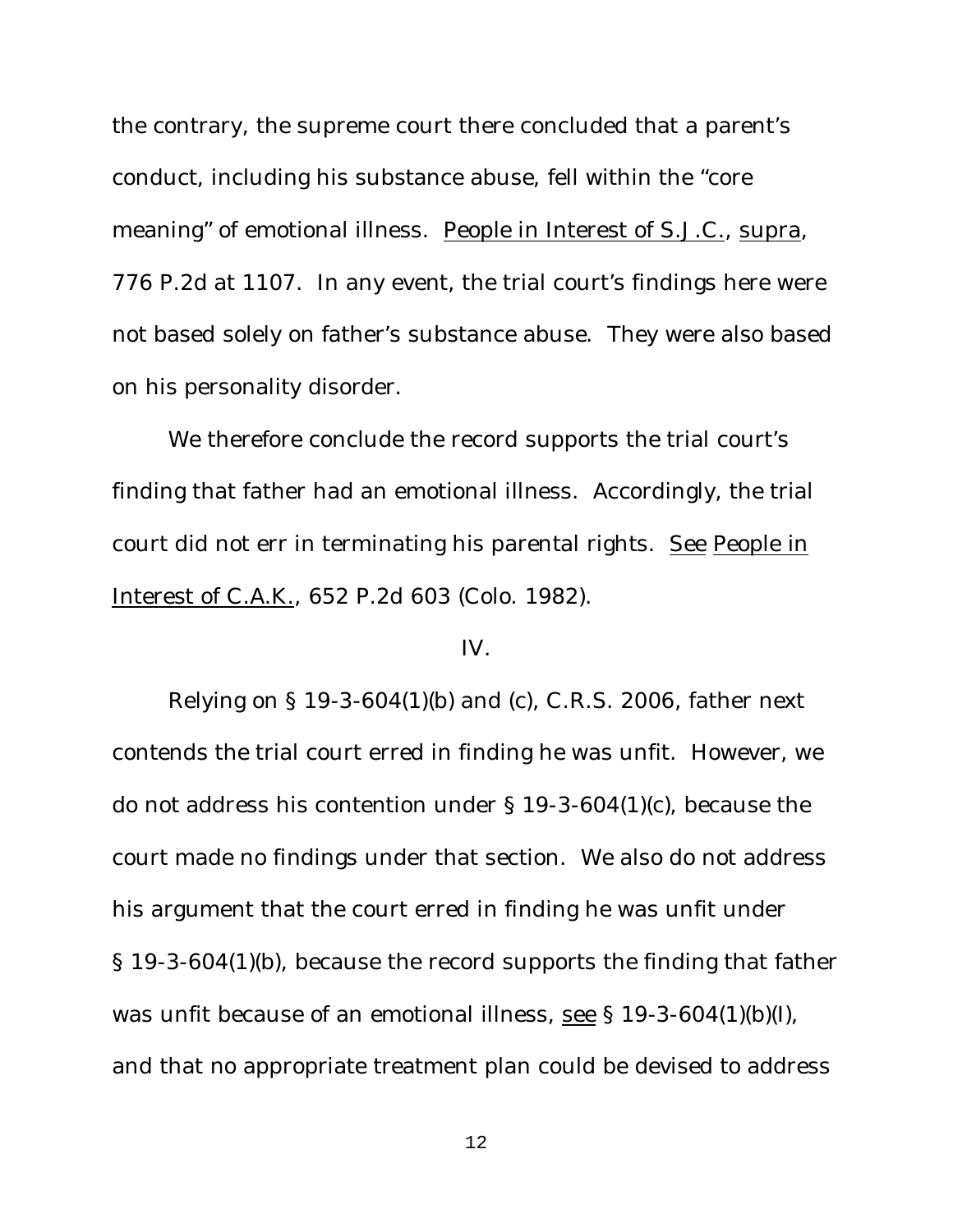the contrary, the supreme court there concluded that a parent's conduct, including his substance abuse, fell within the "core meaning" of emotional illness. People in Interest of S.J.C., supra, 776 P.2d at 1107. In any event, the trial court's findings here were not based solely on father's substance abuse. They were also based on his personality disorder.

We therefore conclude the record supports the trial court's finding that father had an emotional illness. Accordingly, the trial court did not err in terminating his parental rights. See People in Interest of C.A.K., 652 P.2d 603 (Colo. 1982).

IV.

Relying on § 19-3-604(1)(b) and (c), C.R.S. 2006, father next contends the trial court erred in finding he was unfit. However, we do not address his contention under § 19-3-604(1)(c), because the court made no findings under that section. We also do not address his argument that the court erred in finding he was unfit under § 19-3-604(1)(b), because the record supports the finding that father was unfit because of an emotional illness, see § 19-3-604(1)(b)(I), and that no appropriate treatment plan could be devised to address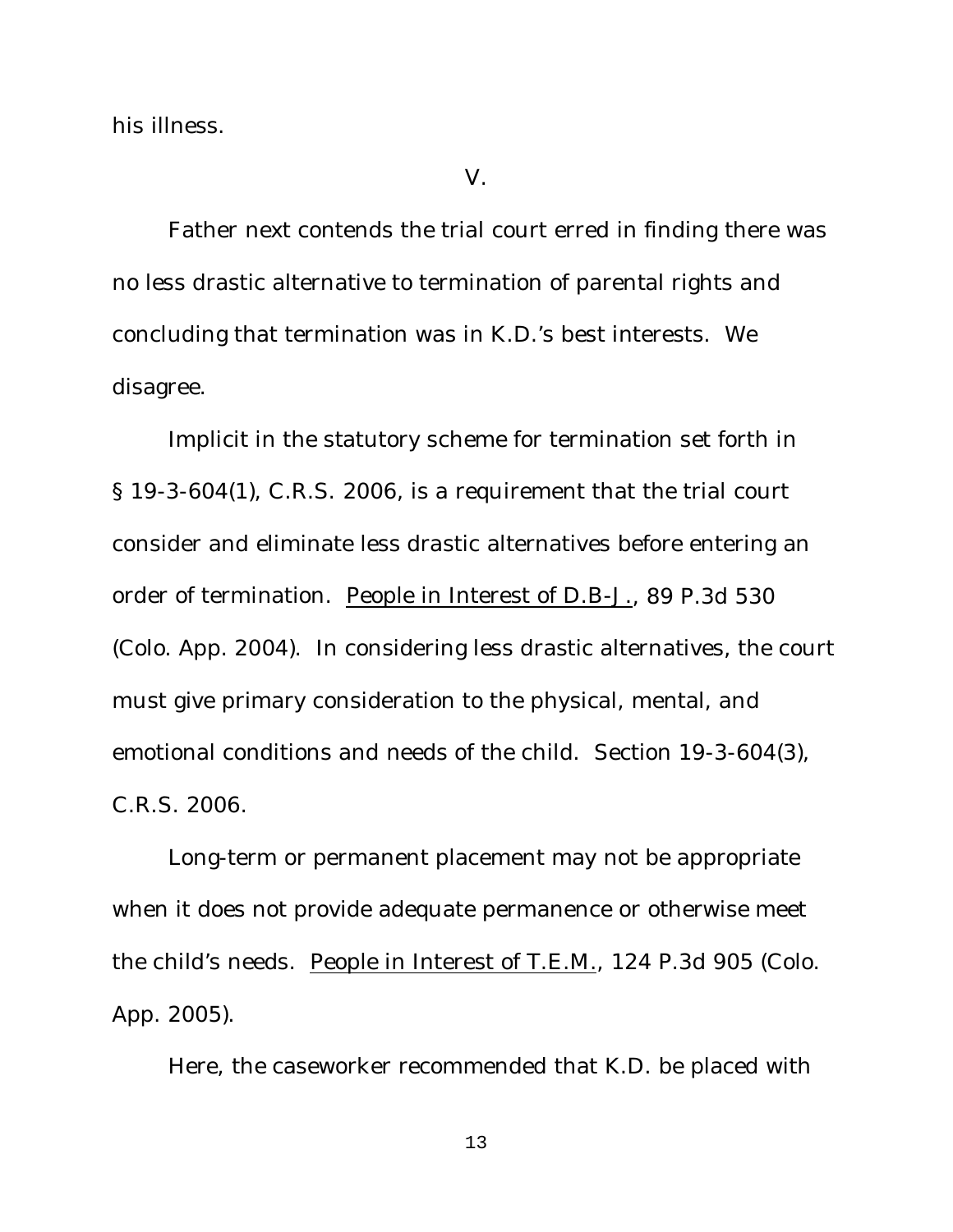his illness.

V.

Father next contends the trial court erred in finding there was no less drastic alternative to termination of parental rights and concluding that termination was in K.D.'s best interests. We disagree.

Implicit in the statutory scheme for termination set forth in § 19-3-604(1), C.R.S. 2006, is a requirement that the trial court consider and eliminate less drastic alternatives before entering an order of termination. People in Interest of D.B-J., 89 P.3d 530 (Colo. App. 2004). In considering less drastic alternatives, the court must give primary consideration to the physical, mental, and emotional conditions and needs of the child. Section 19-3-604(3), C.R.S. 2006.

Long-term or permanent placement may not be appropriate when it does not provide adequate permanence or otherwise meet the child's needs. People in Interest of T.E.M., 124 P.3d 905 (Colo. App. 2005).

Here, the caseworker recommended that K.D. be placed with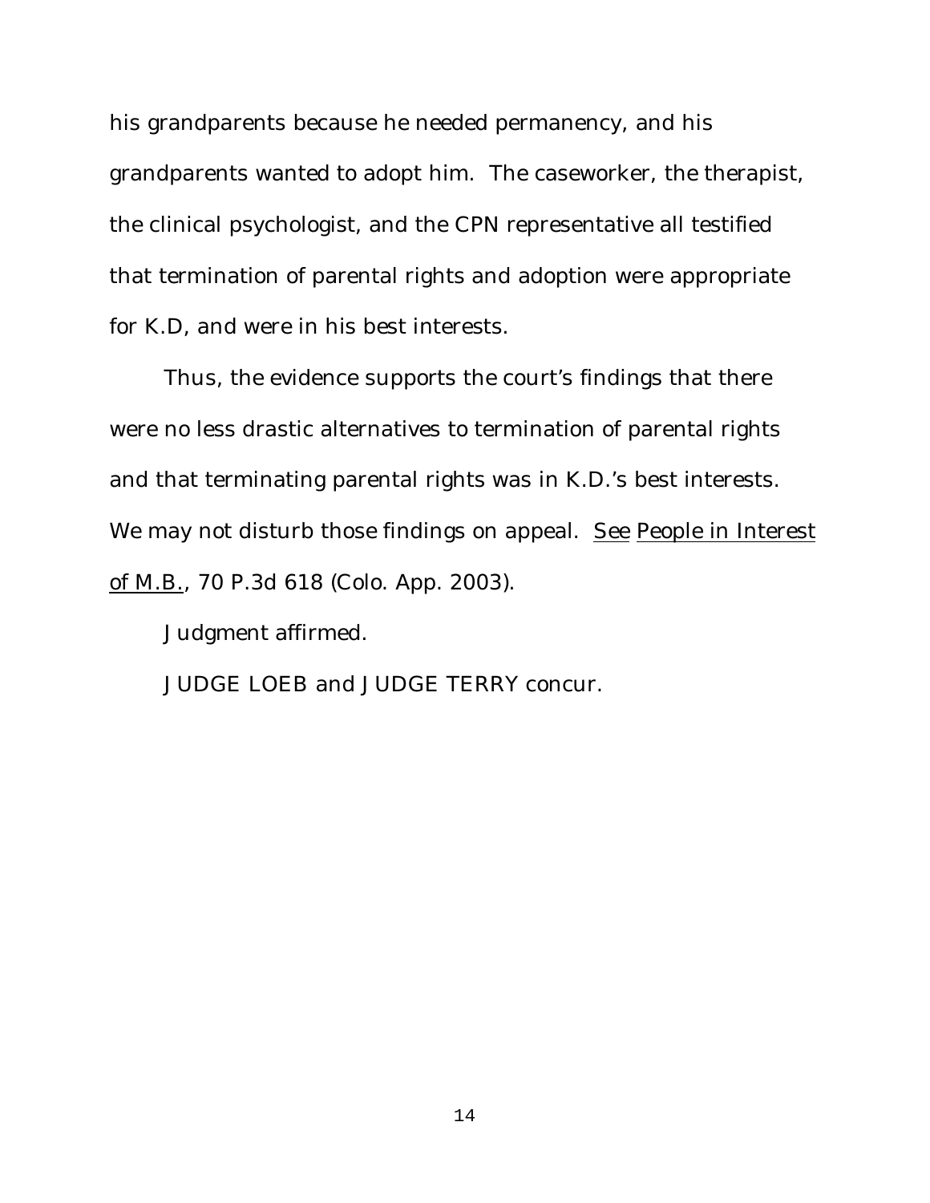his grandparents because he needed permanency, and his grandparents wanted to adopt him. The caseworker, the therapist, the clinical psychologist, and the CPN representative all testified that termination of parental rights and adoption were appropriate for K.D, and were in his best interests.

Thus, the evidence supports the court's findings that there were no less drastic alternatives to termination of parental rights and that terminating parental rights was in K.D.'s best interests. We may not disturb those findings on appeal. See People in Interest of M.B., 70 P.3d 618 (Colo. App. 2003).

Judgment affirmed.

JUDGE LOEB and JUDGE TERRY concur.